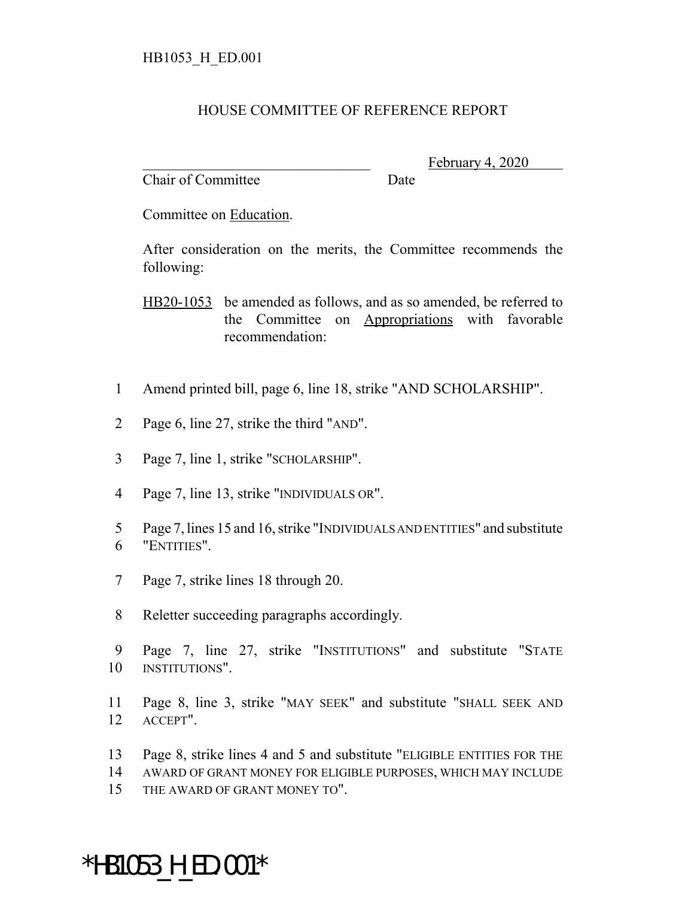HB1053_H_ED.001

HOUSE COMMITTEE OF REFERENCE REPORT

________________________________ February 4, 2020
Chair of Committee Date

Committee on Education.

After consideration on the merits, the Committee recommends the following:

HB20-1053 be amended as follows, and as so amended, be referred to the Committee on Appropriations with favorable recommendation:

1 Amend printed bill, page 6, line 18, strike "AND SCHOLARSHIP".

2 Page 6, line 27, strike the third "AND".

3 Page 7, line 1, strike "SCHOLARSHIP".

4 Page 7, line 13, strike "INDIVIDUALS OR".

5 Page 7, lines 15 and 16, strike "INDIVIDUALS AND ENTITIES" and substitute
6 "ENTITIES".

7 Page 7, strike lines 18 through 20.

8 Reletter succeeding paragraphs accordingly.

9 Page 7, line 27, strike "INSTITUTIONS" and substitute "STATE
10 INSTITUTIONS".

11 Page 8, line 3, strike "MAY SEEK" and substitute "SHALL SEEK AND
12 ACCEPT".

13 Page 8, strike lines 4 and 5 and substitute "ELIGIBLE ENTITIES FOR THE
14 AWARD OF GRANT MONEY FOR ELIGIBLE PURPOSES, WHICH MAY INCLUDE
15 THE AWARD OF GRANT MONEY TO".

*HB1053_H_ED.001*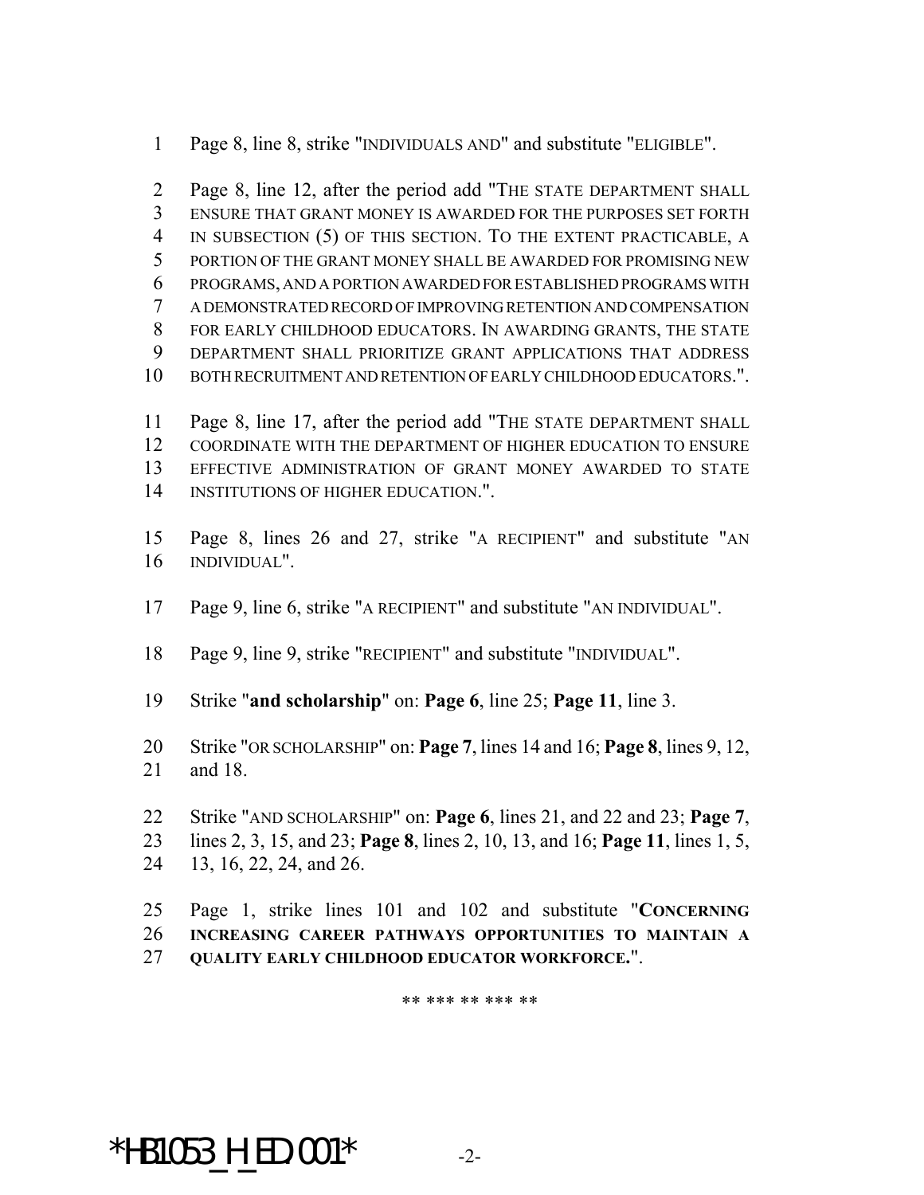Page 8, line 8, strike "INDIVIDUALS AND" and substitute "ELIGIBLE".

Page 8, line 12, after the period add "THE STATE DEPARTMENT SHALL ENSURE THAT GRANT MONEY IS AWARDED FOR THE PURPOSES SET FORTH IN SUBSECTION (5) OF THIS SECTION. TO THE EXTENT PRACTICABLE, A PORTION OF THE GRANT MONEY SHALL BE AWARDED FOR PROMISING NEW PROGRAMS, AND A PORTION AWARDED FOR ESTABLISHED PROGRAMS WITH A DEMONSTRATED RECORD OF IMPROVING RETENTION AND COMPENSATION FOR EARLY CHILDHOOD EDUCATORS. IN AWARDING GRANTS, THE STATE DEPARTMENT SHALL PRIORITIZE GRANT APPLICATIONS THAT ADDRESS BOTH RECRUITMENT AND RETENTION OF EARLY CHILDHOOD EDUCATORS.".

Page 8, line 17, after the period add "THE STATE DEPARTMENT SHALL COORDINATE WITH THE DEPARTMENT OF HIGHER EDUCATION TO ENSURE EFFECTIVE ADMINISTRATION OF GRANT MONEY AWARDED TO STATE INSTITUTIONS OF HIGHER EDUCATION.".

Page 8, lines 26 and 27, strike "A RECIPIENT" and substitute "AN INDIVIDUAL".

Page 9, line 6, strike "A RECIPIENT" and substitute "AN INDIVIDUAL".

Page 9, line 9, strike "RECIPIENT" and substitute "INDIVIDUAL".

Strike "**and scholarship**" on: **Page 6**, line 25; **Page 11**, line 3.

Strike "OR SCHOLARSHIP" on: **Page 7**, lines 14 and 16; **Page 8**, lines 9, 12, and 18.

Strike "AND SCHOLARSHIP" on: **Page 6**, lines 21, and 22 and 23; **Page 7**, lines 2, 3, 15, and 23; **Page 8**, lines 2, 10, 13, and 16; **Page 11**, lines 1, 5, 13, 16, 22, 24, and 26.

Page 1, strike lines 101 and 102 and substitute "**CONCERNING INCREASING CAREER PATHWAYS OPPORTUNITIES TO MAINTAIN A QUALITY EARLY CHILDHOOD EDUCATOR WORKFORCE.**".

** *** ** *** **

*HB1053_H_ED.001*